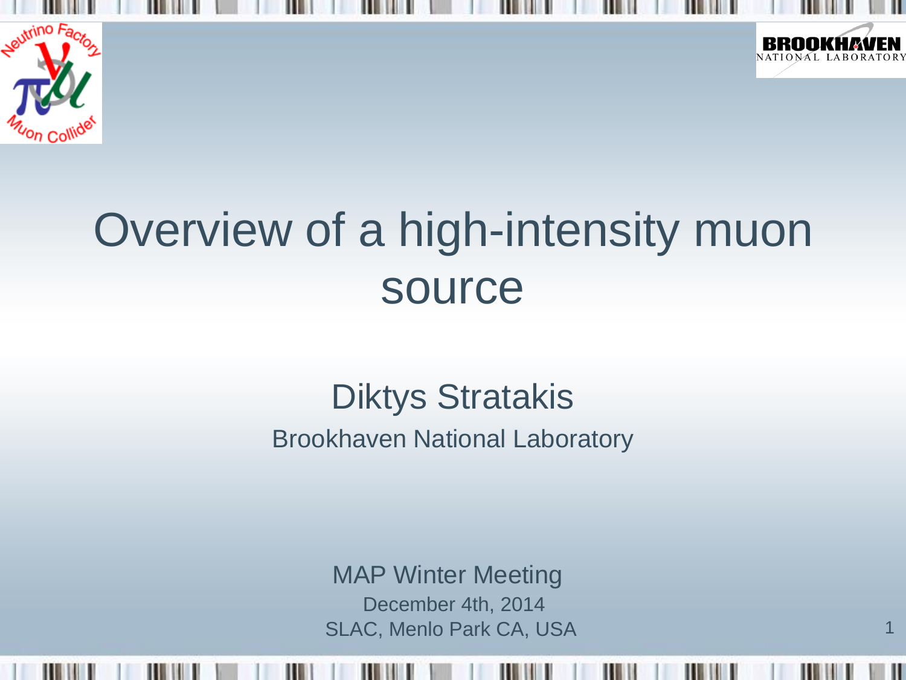# Overview of a high-intensity muon source

Diktys Stratakis

Brookhaven National Laboratory

MAP Winter Meeting

December 4th, 2014

SLAC, Menlo Park CA, USA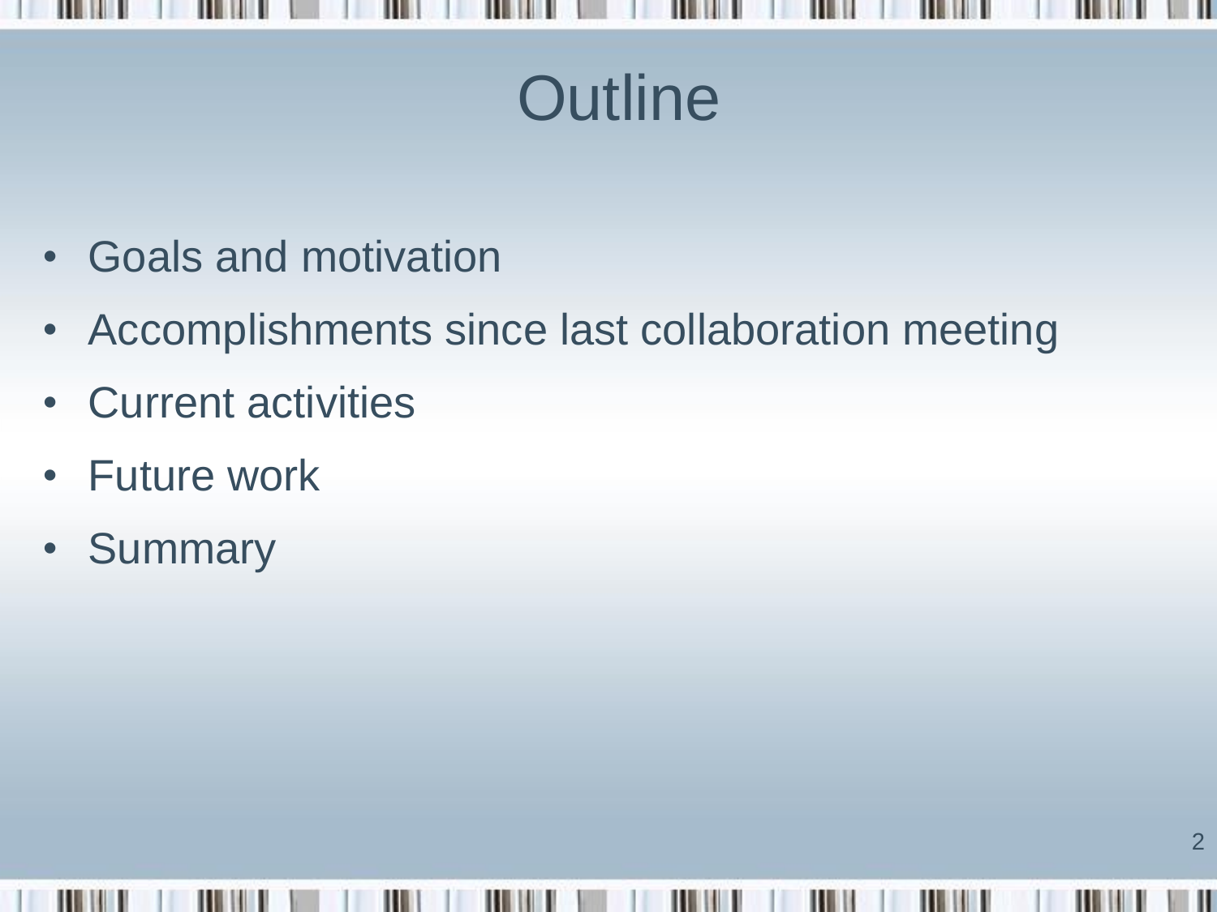# Outline

- Goals and motivation
- Accomplishments since last collaboration meeting
- Current activities
- Future work
- Summary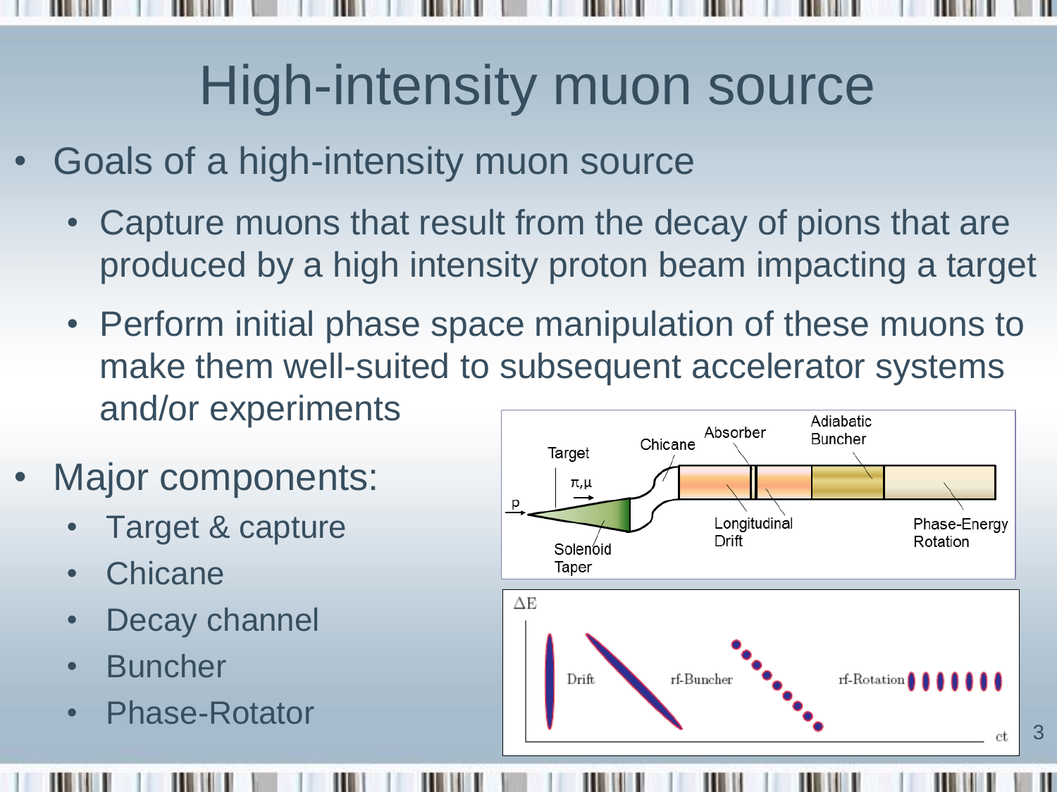# High-intensity muon source

- Goals of a high-intensity muon source
  - Capture muons that result from the decay of pions that are produced by a high intensity proton beam impacting a target
  - Perform initial phase space manipulation of these muons to make them well-suited to subsequent accelerator systems and/or experiments
- Major components:
  - Target & capture
  - Chicane
  - Decay channel
  - Buncher
  - Phase-Rotator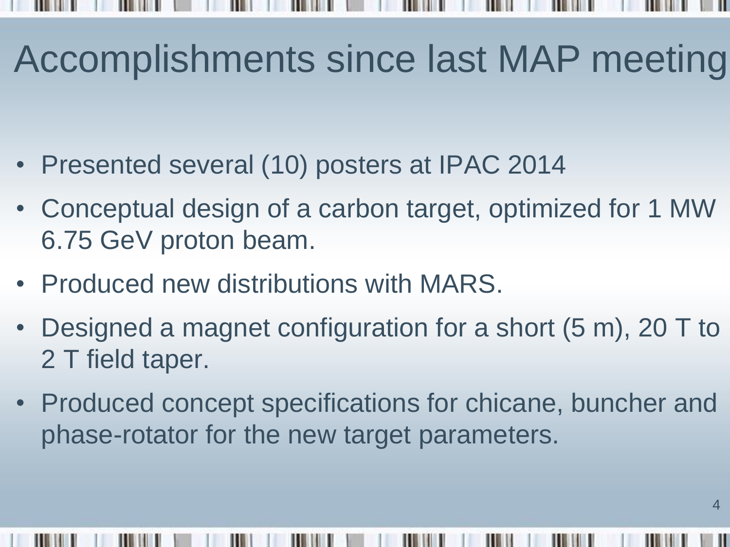# Accomplishments since last MAP meeting

- Presented several (10) posters at IPAC 2014
- Conceptual design of a carbon target, optimized for 1 MW 6.75 GeV proton beam.
- Produced new distributions with MARS.
- Designed a magnet configuration for a short (5 m), 20 T to 2 T field taper.
- Produced concept specifications for chicane, buncher and phase-rotator for the new target parameters.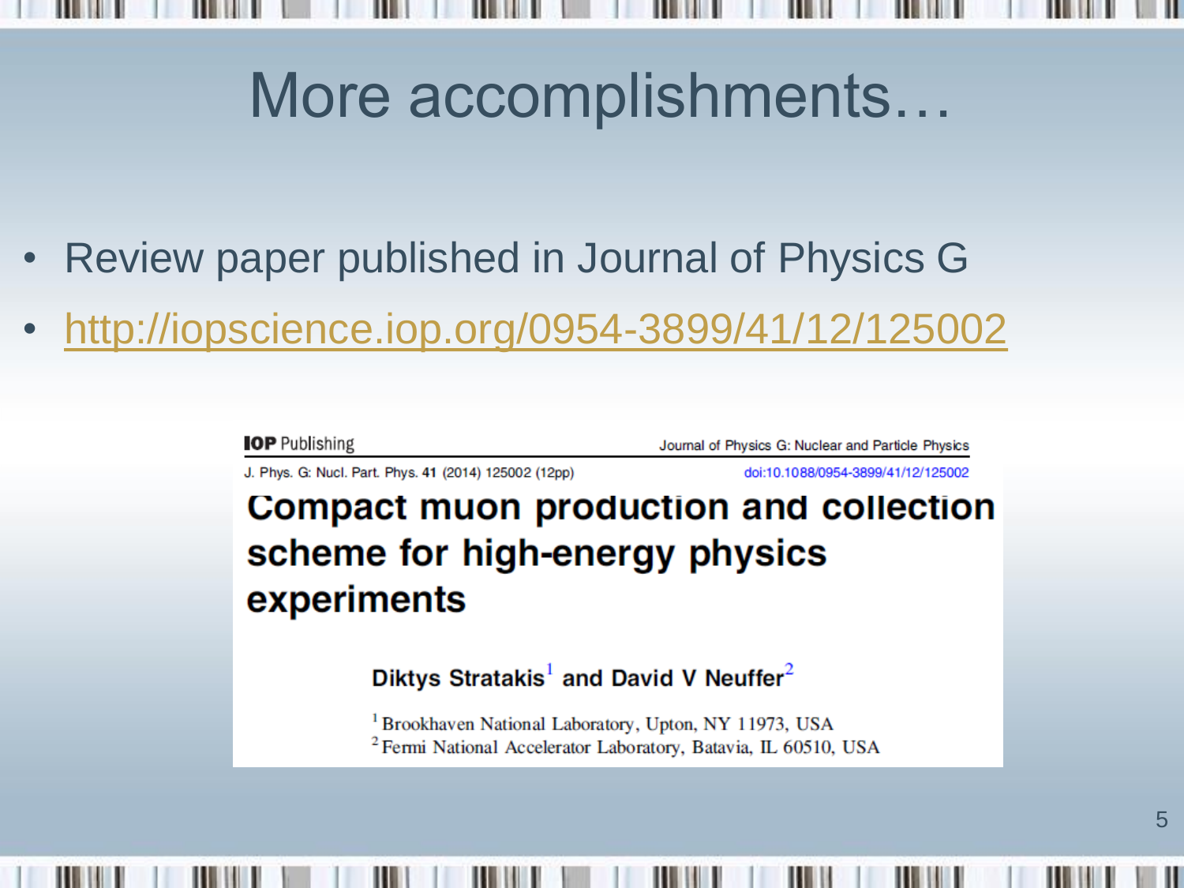# More accomplishments…

- Review paper published in Journal of Physics G
- http://iopscience.iop.org/0954-3899/41/12/125002

**IOP** Publishing — Journal of Physics G: Nuclear and Particle Physics

J. Phys. G: Nucl. Part. Phys. **41** (2014) 125002 (12pp) — doi:10.1088/0954-3899/41/12/125002

## Compact muon production and collection scheme for high-energy physics experiments

**Diktys Stratakis[1] and David V Neuffer[2]**

[1] Brookhaven National Laboratory, Upton, NY 11973, USA
[2] Fermi National Accelerator Laboratory, Batavia, IL 60510, USA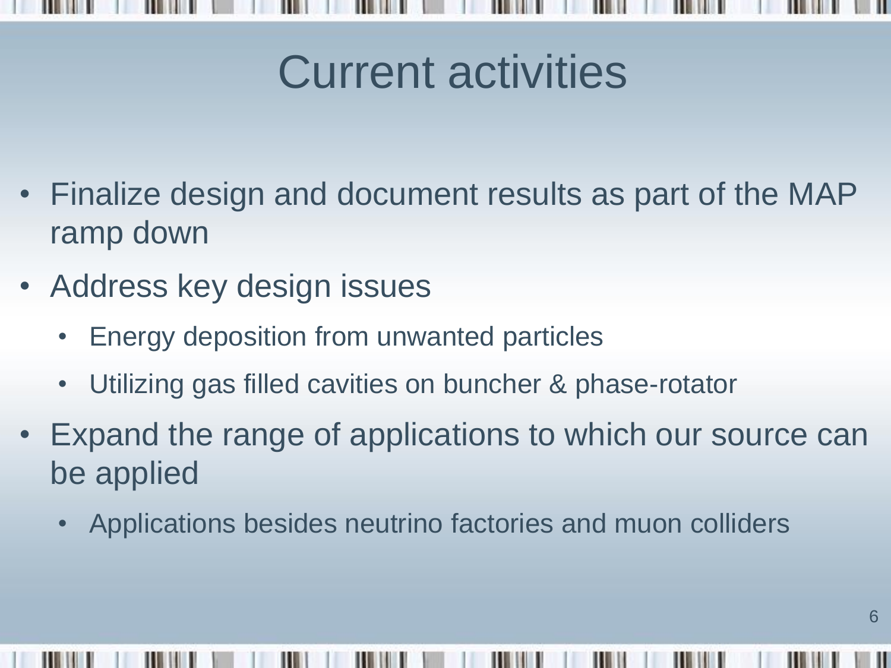# Current activities

- Finalize design and document results as part of the MAP ramp down
- Address key design issues
  - Energy deposition from unwanted particles
  - Utilizing gas filled cavities on buncher & phase-rotator
- Expand the range of applications to which our source can be applied
  - Applications besides neutrino factories and muon colliders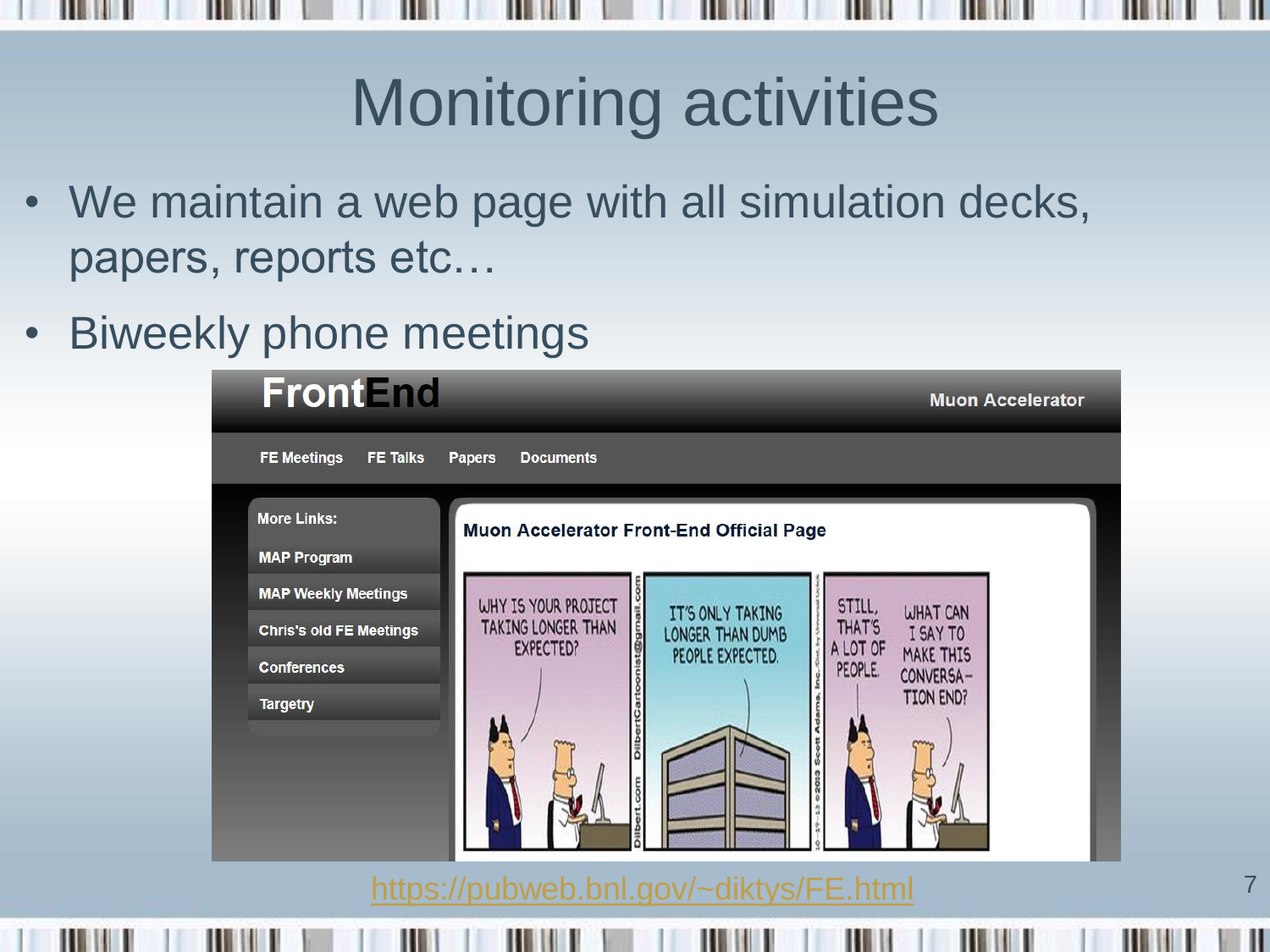# Monitoring activities

- We maintain a web page with all simulation decks, papers, reports etc…
- Biweekly phone meetings

https://pubweb.bnl.gov/~diktys/FE.html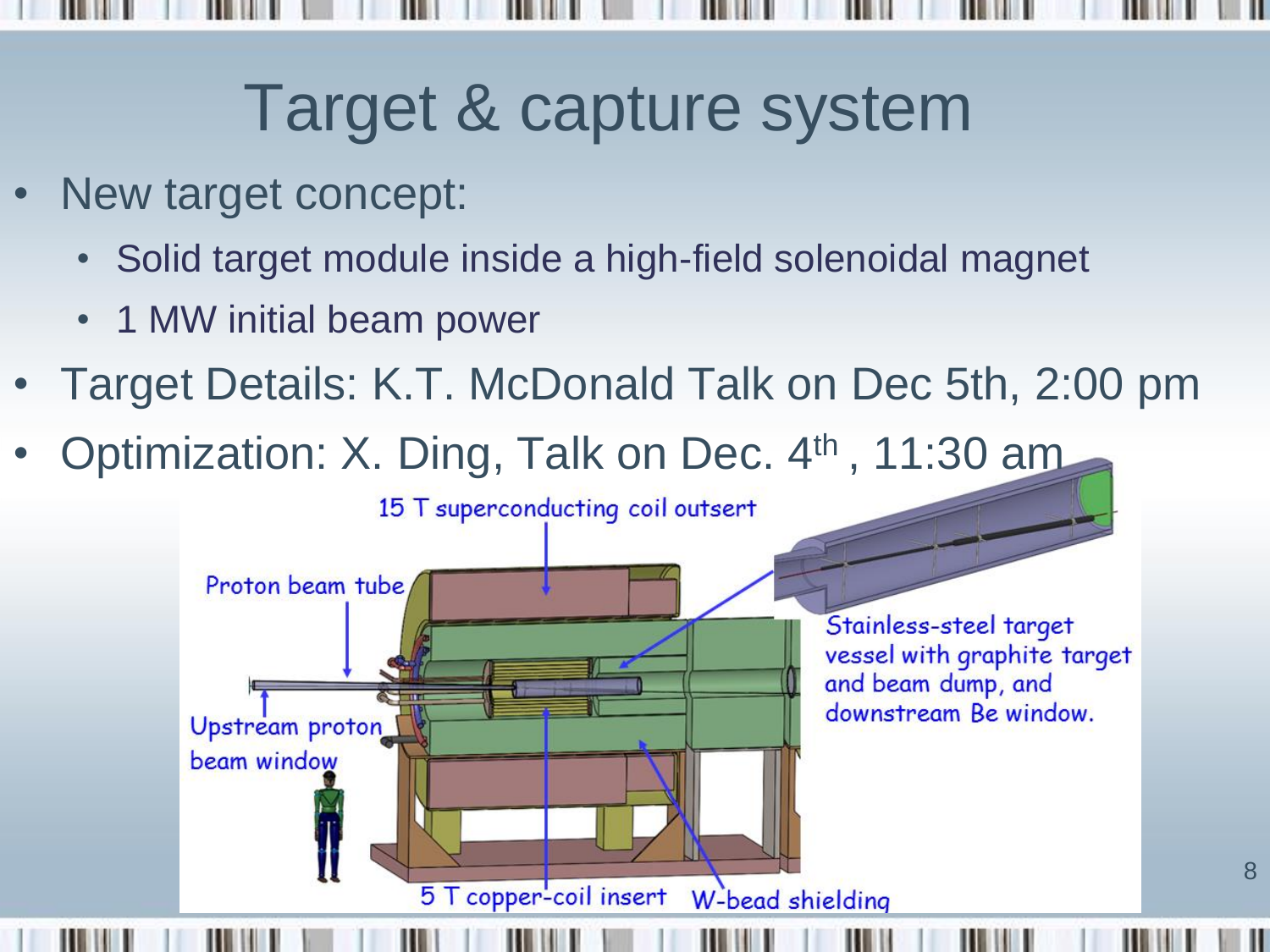# Target & capture system

- New target concept:
  - Solid target module inside a high-field solenoidal magnet
  - 1 MW initial beam power
- Target Details: K.T. McDonald Talk on Dec 5th, 2:00 pm
- Optimization: X. Ding, Talk on Dec. 4th , 11:30 am

15 T superconducting coil outsert

Proton beam tube

Upstream proton beam window

Stainless-steel target vessel with graphite target and beam dump, and downstream Be window.

5 T copper-coil insert

W-bead shielding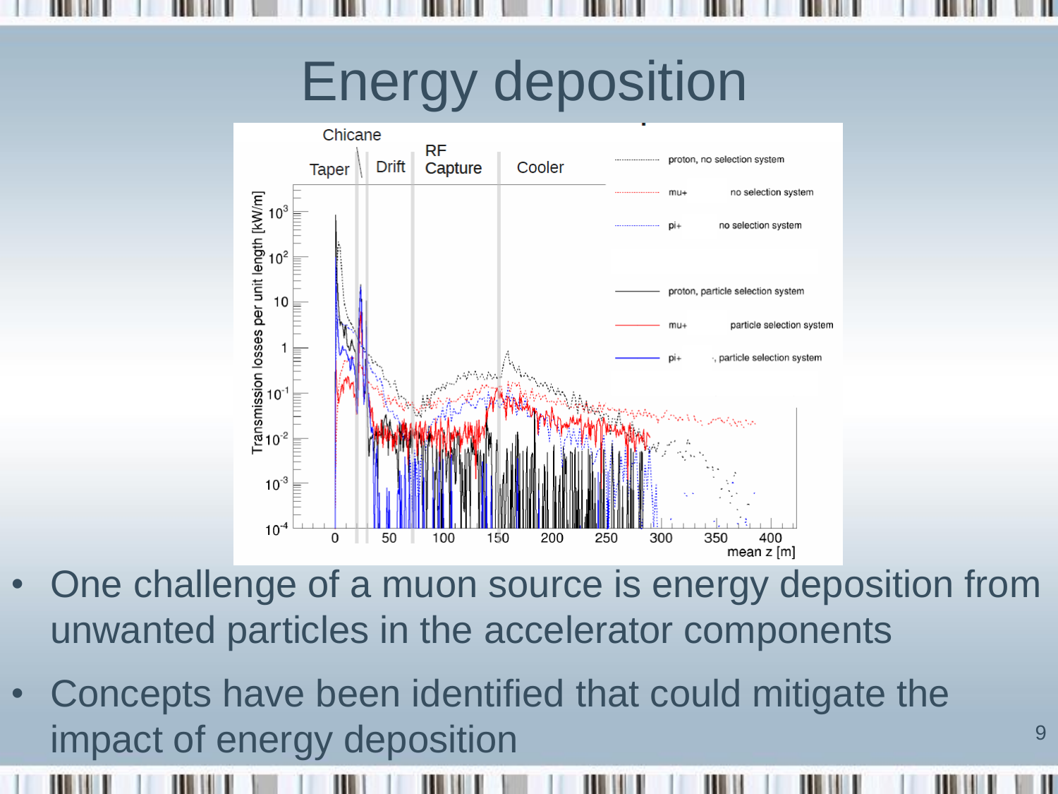# Energy deposition

- One challenge of a muon source is energy deposition from unwanted particles in the accelerator components
- Concepts have been identified that could mitigate the impact of energy deposition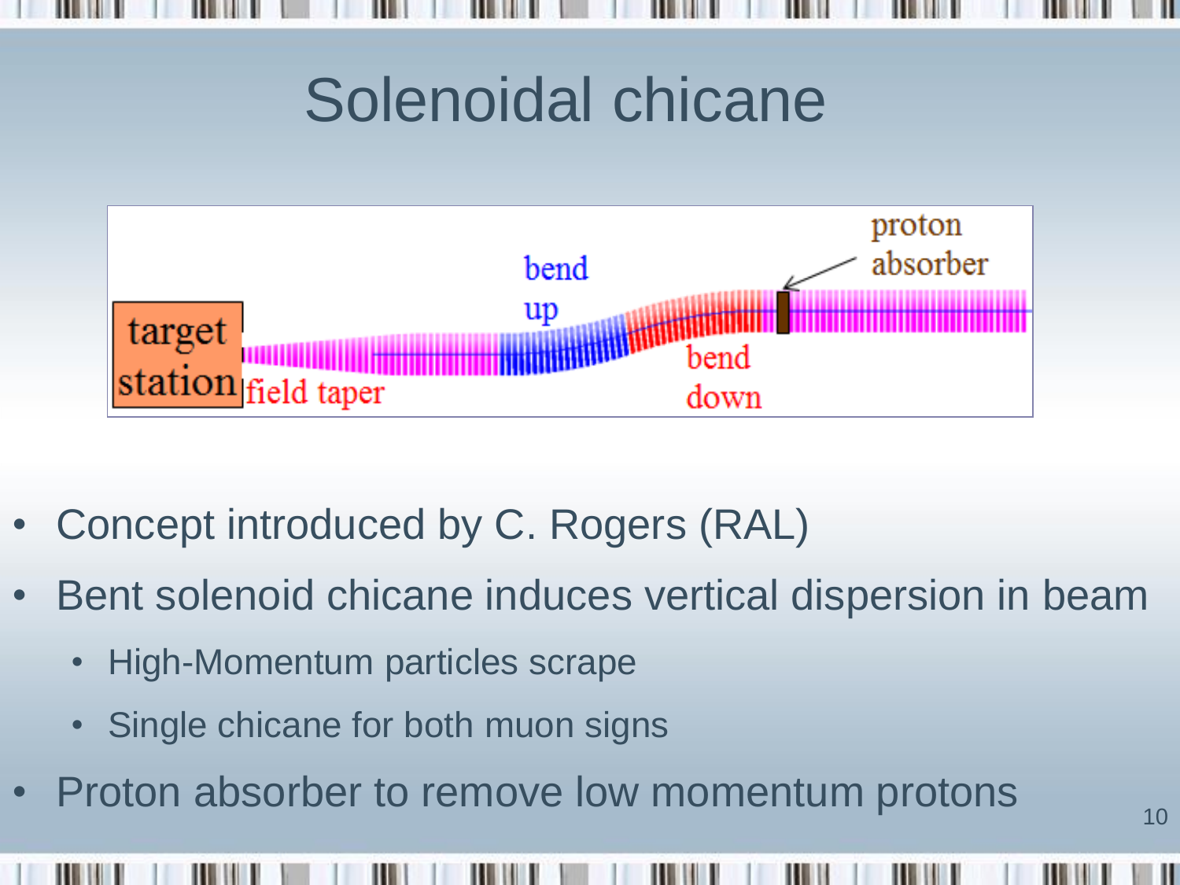# Solenoidal chicane

target station | field taper | bend up | bend down | proton absorber

- Concept introduced by C. Rogers (RAL)
- Bent solenoid chicane induces vertical dispersion in beam
  - High-Momentum particles scrape
  - Single chicane for both muon signs
- Proton absorber to remove low momentum protons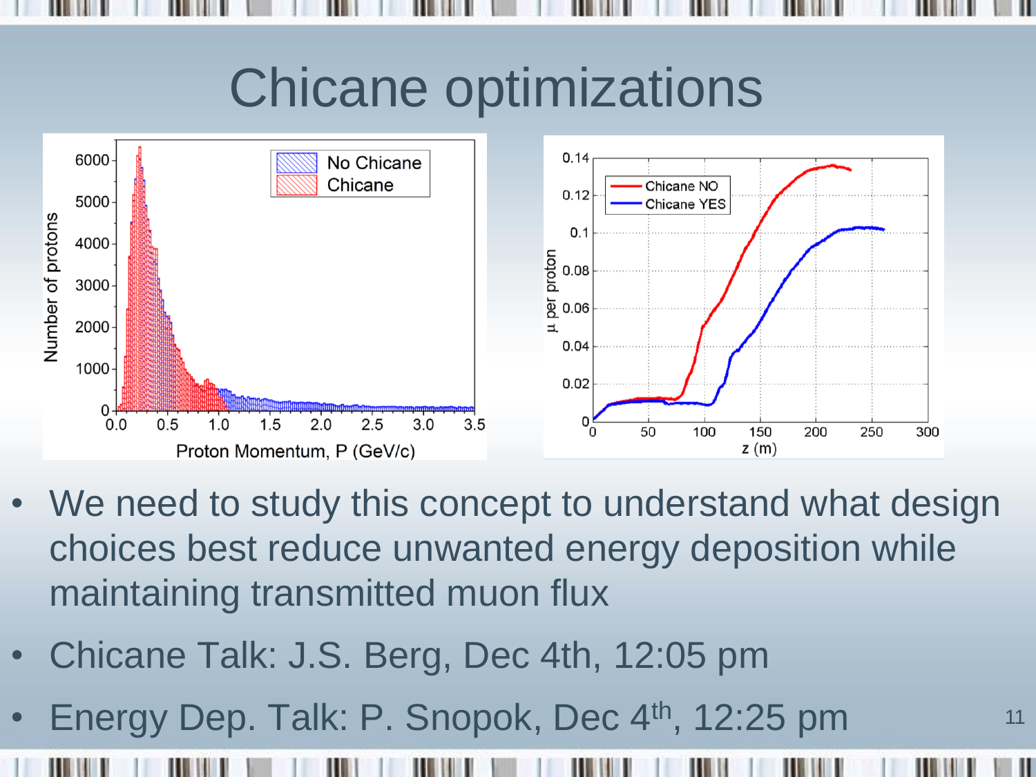# Chicane optimizations

- We need to study this concept to understand what design choices best reduce unwanted energy deposition while maintaining transmitted muon flux
- Chicane Talk: J.S. Berg, Dec 4th, 12:05 pm
- Energy Dep. Talk: P. Snopok, Dec 4th, 12:25 pm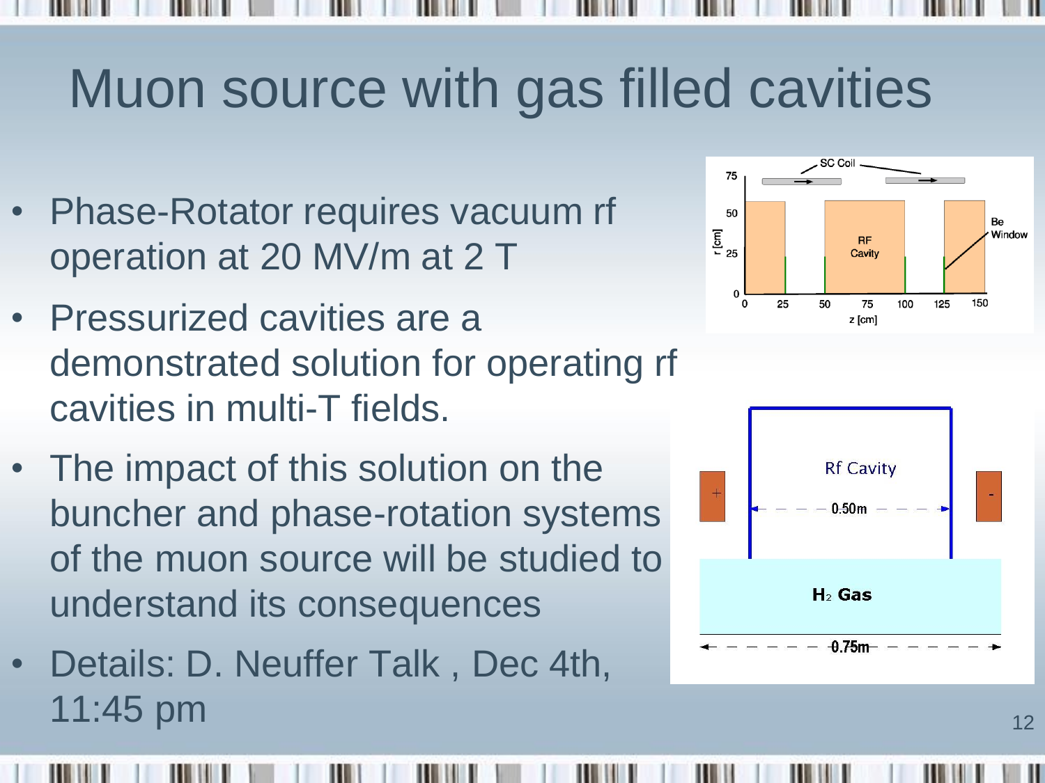# Muon source with gas filled cavities

- Phase-Rotator requires vacuum rf operation at 20 MV/m at 2 T
- Pressurized cavities are a demonstrated solution for operating rf cavities in multi-T fields.
- The impact of this solution on the buncher and phase-rotation systems of the muon source will be studied to understand its consequences
- Details: D. Neuffer Talk , Dec 4th, 11:45 pm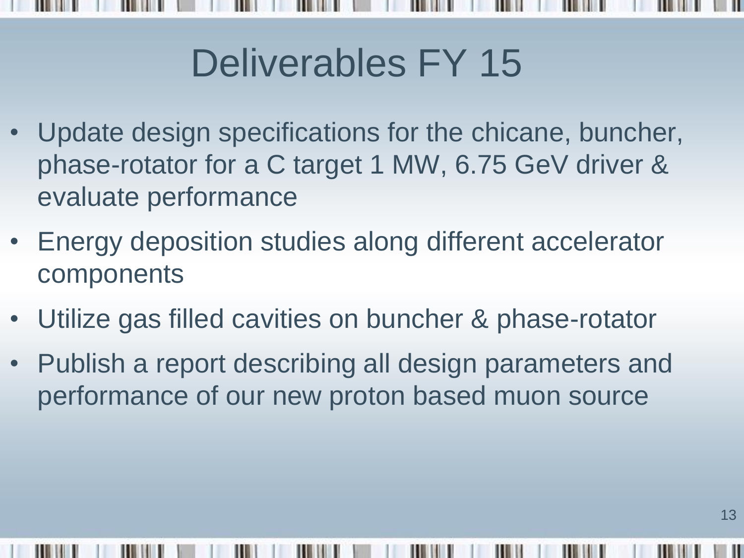# Deliverables FY 15

- Update design specifications for the chicane, buncher, phase-rotator for a C target 1 MW, 6.75 GeV driver & evaluate performance
- Energy deposition studies along different accelerator components
- Utilize gas filled cavities on buncher & phase-rotator
- Publish a report describing all design parameters and performance of our new proton based muon source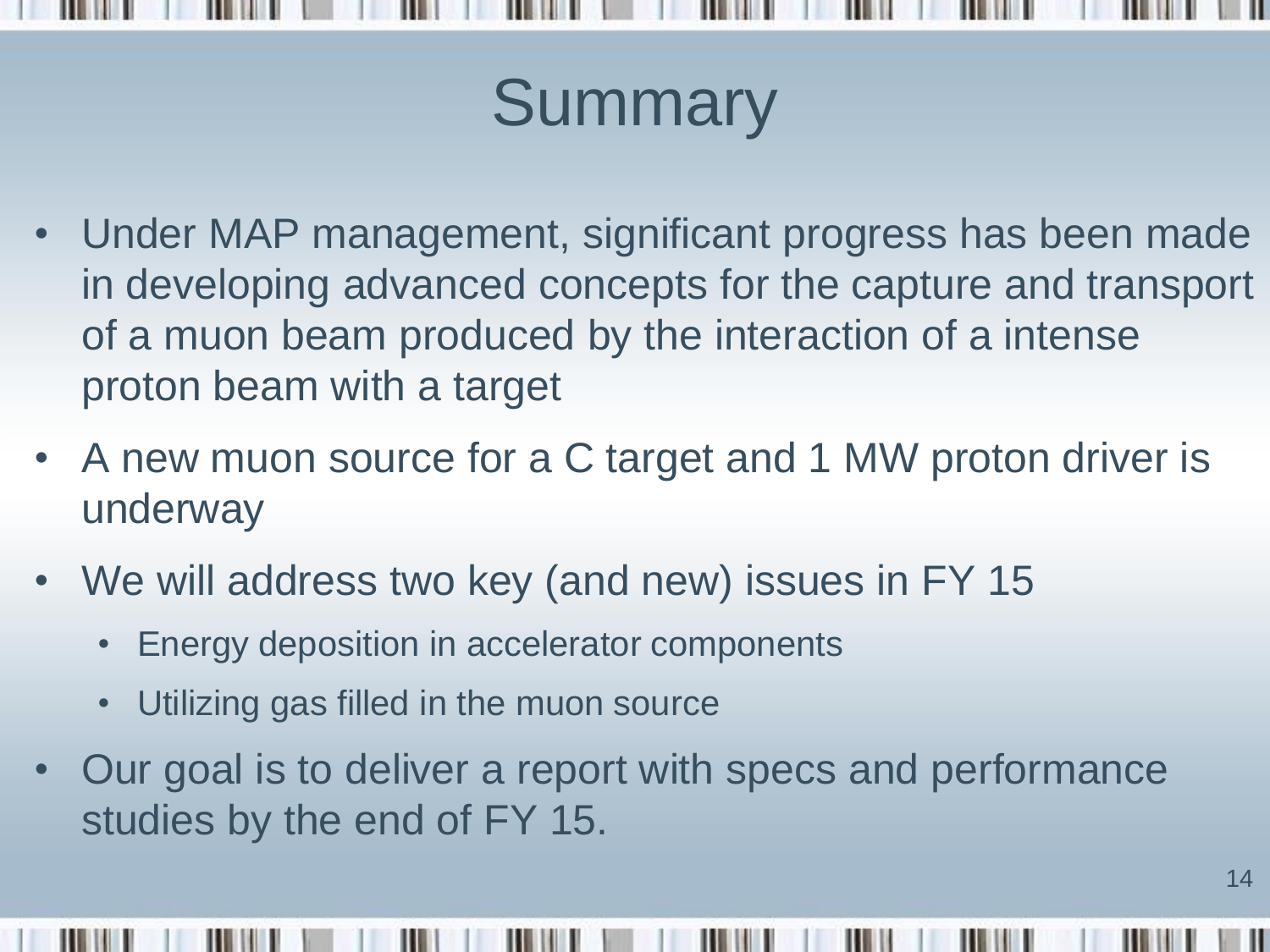# Summary

- Under MAP management, significant progress has been made in developing advanced concepts for the capture and transport of a muon beam produced by the interaction of a intense proton beam with a target
- A new muon source for a C target and 1 MW proton driver is underway
- We will address two key (and new) issues in FY 15
  - Energy deposition in accelerator components
  - Utilizing gas filled in the muon source
- Our goal is to deliver a report with specs and performance studies by the end of FY 15.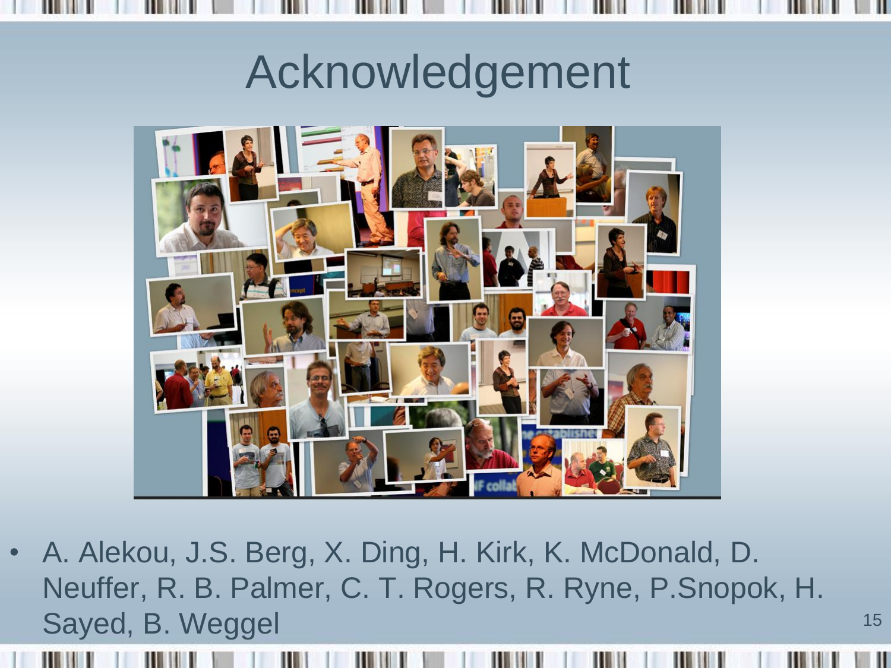# Acknowledgement

- A. Alekou, J.S. Berg, X. Ding, H. Kirk, K. McDonald, D. Neuffer, R. B. Palmer, C. T. Rogers, R. Ryne, P.Snopok, H. Sayed, B. Weggel